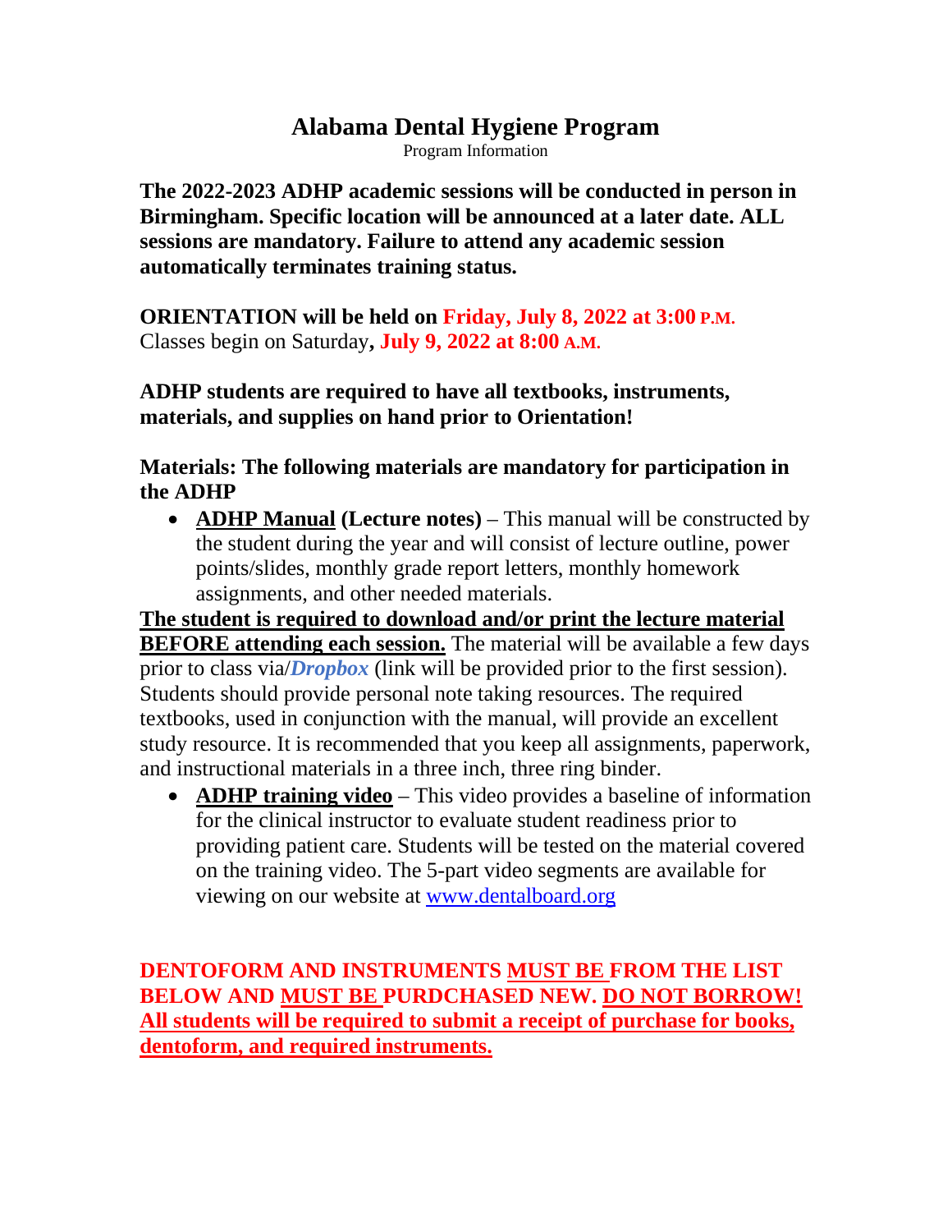# Alabama Dental Hygiene Program

Program Information

**The 2022-2023 ADHP academic sessions will be conducted in person in Birmingham. Specific location will be announced at a later date. ALL sessions are mandatory. Failure to attend any academic session automatically terminates training status.**

**ORIENTATION will be held on Friday, July 8, 2022 at 3:00 P.M.**
Classes begin on Saturday**, July 9, 2022 at 8:00 A.M.**

**ADHP students are required to have all textbooks, instruments, materials, and supplies on hand prior to Orientation!**

**Materials: The following materials are mandatory for participation in the ADHP**

- **ADHP Manual (Lecture notes)** – This manual will be constructed by the student during the year and will consist of lecture outline, power points/slides, monthly grade report letters, monthly homework assignments, and other needed materials.

**The student is required to download and/or print the lecture material BEFORE attending each session.** The material will be available a few days prior to class via/***Dropbox*** (link will be provided prior to the first session). Students should provide personal note taking resources. The required textbooks, used in conjunction with the manual, will provide an excellent study resource. It is recommended that you keep all assignments, paperwork, and instructional materials in a three inch, three ring binder.

- **ADHP training video** – This video provides a baseline of information for the clinical instructor to evaluate student readiness prior to providing patient care. Students will be tested on the material covered on the training video. The 5-part video segments are available for viewing on our website at www.dentalboard.org

**DENTOFORM AND INSTRUMENTS MUST BE FROM THE LIST BELOW AND MUST BE PURDCHASED NEW. DO NOT BORROW! All students will be required to submit a receipt of purchase for books, dentoform, and required instruments.**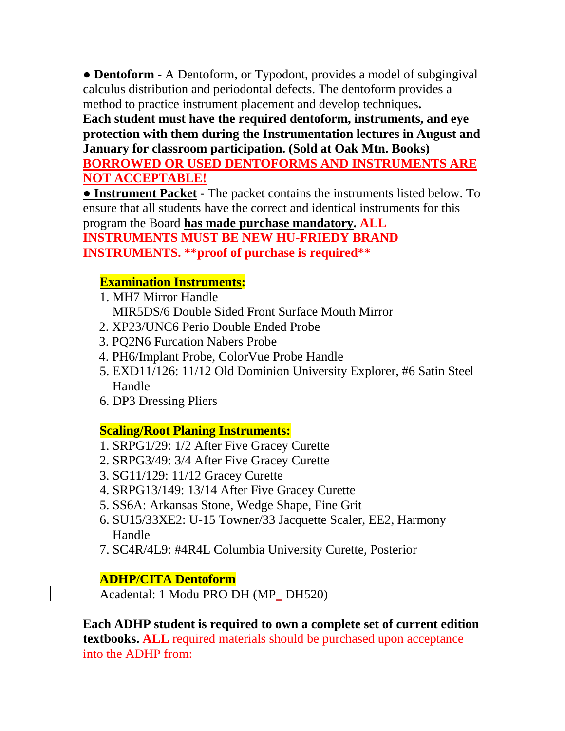● **Dentoform -** A Dentoform, or Typodont, provides a model of subgingival calculus distribution and periodontal defects. The dentoform provides a method to practice instrument placement and develop techniques**.**
**Each student must have the required dentoform, instruments, and eye protection with them during the Instrumentation lectures in August and January for classroom participation. (Sold at Oak Mtn. Books)**
**BORROWED OR USED DENTOFORMS AND INSTRUMENTS ARE NOT ACCEPTABLE!**

**● Instrument Packet** - The packet contains the instruments listed below. To ensure that all students have the correct and identical instruments for this program the Board **has made purchase mandatory. ALL INSTRUMENTS MUST BE NEW HU-FRIEDY BRAND INSTRUMENTS. **proof of purchase is required****

**Examination Instruments:**

1. MH7 Mirror Handle
   MIR5DS/6 Double Sided Front Surface Mouth Mirror
2. XP23/UNC6 Perio Double Ended Probe
3. PQ2N6 Furcation Nabers Probe
4. PH6/Implant Probe, ColorVue Probe Handle
5. EXD11/126: 11/12 Old Dominion University Explorer, #6 Satin Steel Handle
6. DP3 Dressing Pliers

**Scaling/Root Planing Instruments:**

1. SRPG1/29: 1/2 After Five Gracey Curette
2. SRPG3/49: 3/4 After Five Gracey Curette
3. SG11/129: 11/12 Gracey Curette
4. SRPG13/149: 13/14 After Five Gracey Curette
5. SS6A: Arkansas Stone, Wedge Shape, Fine Grit
6. SU15/33XE2: U-15 Towner/33 Jacquette Scaler, EE2, Harmony Handle
7. SC4R/4L9: #4R4L Columbia University Curette, Posterior

**ADHP/CITA Dentoform**

Acadental: 1 Modu PRO DH (MP_ DH520)

**Each ADHP student is required to own a complete set of current edition textbooks. ALL** required materials should be purchased upon acceptance into the ADHP from: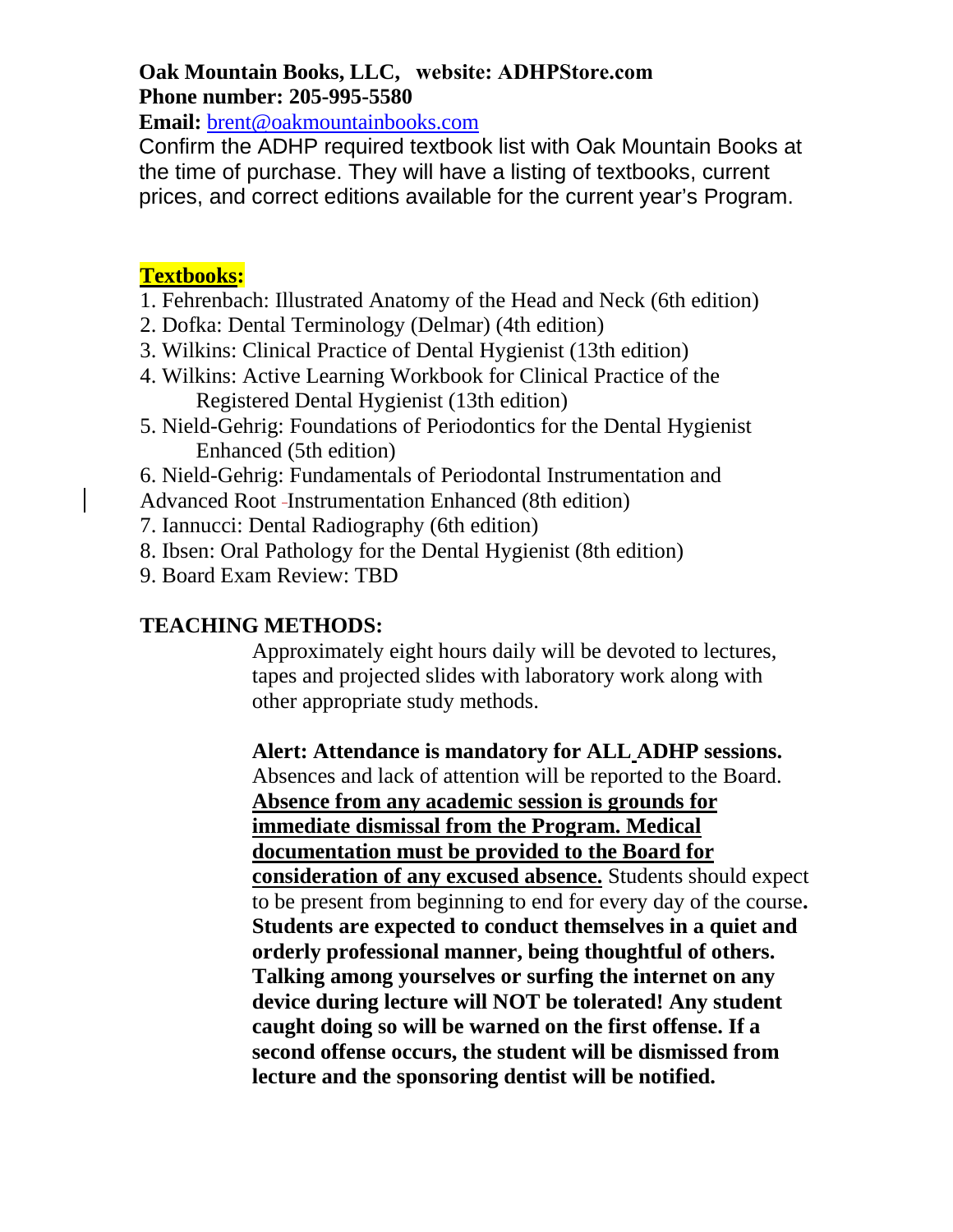**Oak Mountain Books, LLC,   website: ADHPStore.com**
**Phone number: 205-995-5580**
**Email:** brent@oakmountainbooks.com

Confirm the ADHP required textbook list with Oak Mountain Books at the time of purchase. They will have a listing of textbooks, current prices, and correct editions available for the current year's Program.

**Textbooks:**

1. Fehrenbach: Illustrated Anatomy of the Head and Neck (6th edition)
2. Dofka: Dental Terminology (Delmar) (4th edition)
3. Wilkins: Clinical Practice of Dental Hygienist (13th edition)
4. Wilkins: Active Learning Workbook for Clinical Practice of the Registered Dental Hygienist (13th edition)
5. Nield-Gehrig: Foundations of Periodontics for the Dental Hygienist Enhanced (5th edition)
6. Nield-Gehrig: Fundamentals of Periodontal Instrumentation and Advanced Root Instrumentation Enhanced (8th edition)
7. Iannucci: Dental Radiography (6th edition)
8. Ibsen: Oral Pathology for the Dental Hygienist (8th edition)
9. Board Exam Review: TBD

**TEACHING METHODS:**

Approximately eight hours daily will be devoted to lectures, tapes and projected slides with laboratory work along with other appropriate study methods.

**Alert: Attendance is mandatory for ALL ADHP sessions.** Absences and lack of attention will be reported to the Board. **Absence from any academic session is grounds for immediate dismissal from the Program. Medical documentation must be provided to the Board for consideration of any excused absence.** Students should expect to be present from beginning to end for every day of the course**. Students are expected to conduct themselves in a quiet and orderly professional manner, being thoughtful of others. Talking among yourselves or surfing the internet on any device during lecture will NOT be tolerated! Any student caught doing so will be warned on the first offense. If a second offense occurs, the student will be dismissed from lecture and the sponsoring dentist will be notified.**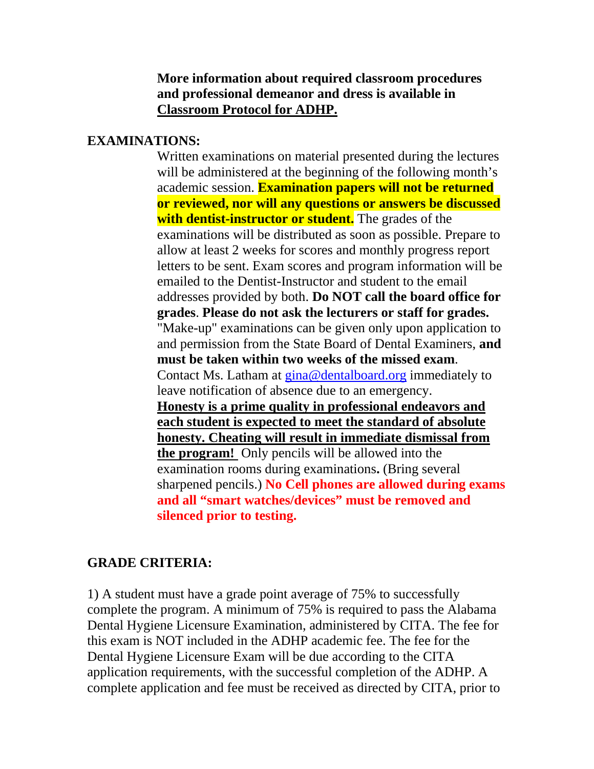**More information about required classroom procedures and professional demeanor and dress is available in Classroom Protocol for ADHP.**

## EXAMINATIONS:

Written examinations on material presented during the lectures will be administered at the beginning of the following month's academic session. **Examination papers will not be returned or reviewed, nor will any questions or answers be discussed with dentist-instructor or student.** The grades of the examinations will be distributed as soon as possible. Prepare to allow at least 2 weeks for scores and monthly progress report letters to be sent. Exam scores and program information will be emailed to the Dentist-Instructor and student to the email addresses provided by both. **Do NOT call the board office for grades**. **Please do not ask the lecturers or staff for grades.** "Make-up" examinations can be given only upon application to and permission from the State Board of Dental Examiners, **and must be taken within two weeks of the missed exam**. Contact Ms. Latham at gina@dentalboard.org immediately to leave notification of absence due to an emergency. **Honesty is a prime quality in professional endeavors and each student is expected to meet the standard of absolute honesty. Cheating will result in immediate dismissal from the program!** Only pencils will be allowed into the examination rooms during examinations**.** (Bring several sharpened pencils.) **No Cell phones are allowed during exams and all "smart watches/devices" must be removed and silenced prior to testing.**

## GRADE CRITERIA:

1) A student must have a grade point average of 75% to successfully complete the program. A minimum of 75% is required to pass the Alabama Dental Hygiene Licensure Examination, administered by CITA. The fee for this exam is NOT included in the ADHP academic fee. The fee for the Dental Hygiene Licensure Exam will be due according to the CITA application requirements, with the successful completion of the ADHP. A complete application and fee must be received as directed by CITA, prior to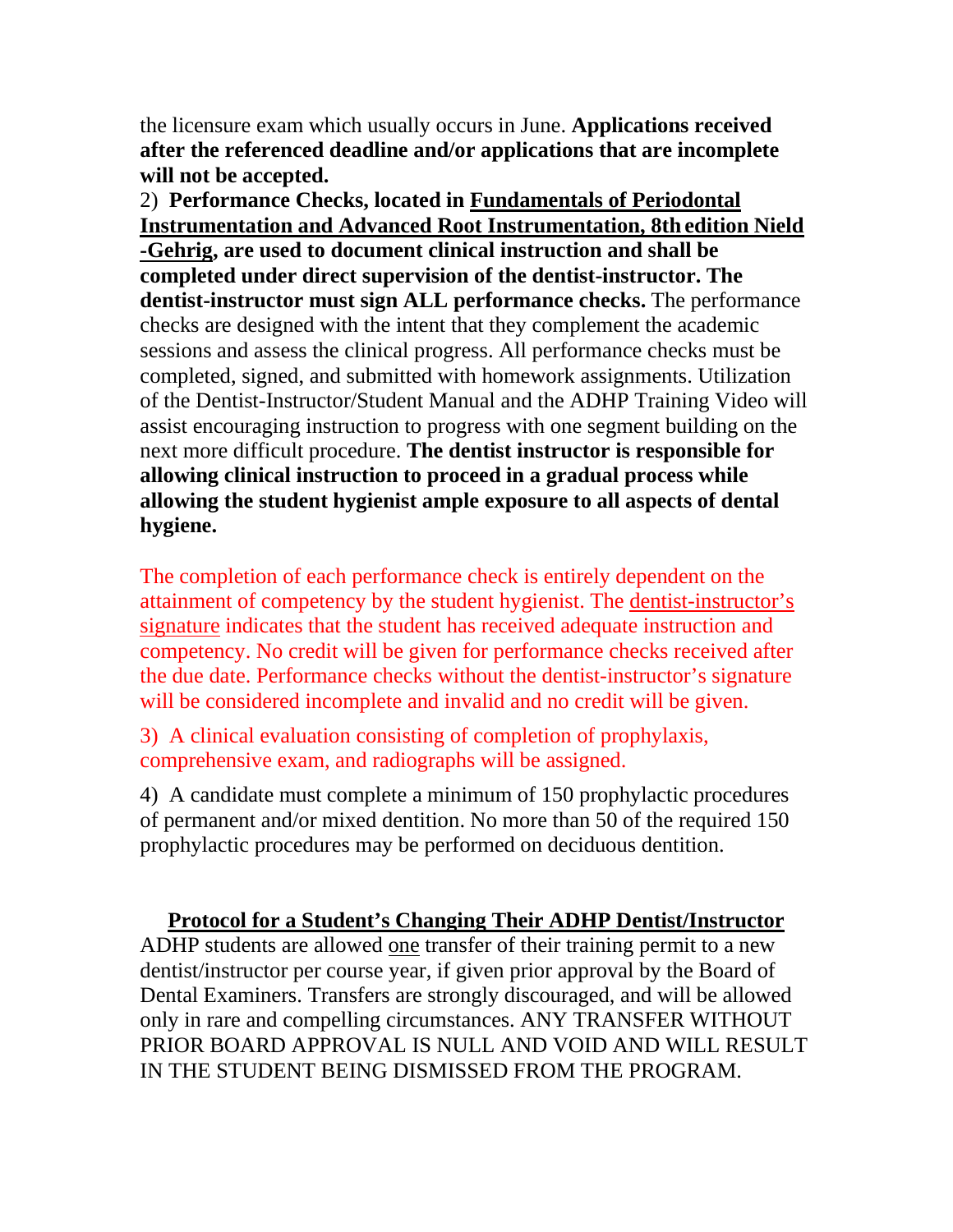the licensure exam which usually occurs in June. **Applications received after the referenced deadline and/or applications that are incomplete will not be accepted.**

2) **Performance Checks, located in Fundamentals of Periodontal Instrumentation and Advanced Root Instrumentation, 8th edition Nield -Gehrig, are used to document clinical instruction and shall be completed under direct supervision of the dentist-instructor. The dentist-instructor must sign ALL performance checks.** The performance checks are designed with the intent that they complement the academic sessions and assess the clinical progress. All performance checks must be completed, signed, and submitted with homework assignments. Utilization of the Dentist-Instructor/Student Manual and the ADHP Training Video will assist encouraging instruction to progress with one segment building on the next more difficult procedure. **The dentist instructor is responsible for allowing clinical instruction to proceed in a gradual process while allowing the student hygienist ample exposure to all aspects of dental hygiene.**

The completion of each performance check is entirely dependent on the attainment of competency by the student hygienist. The dentist-instructor's signature indicates that the student has received adequate instruction and competency. No credit will be given for performance checks received after the due date. Performance checks without the dentist-instructor's signature will be considered incomplete and invalid and no credit will be given.

3) A clinical evaluation consisting of completion of prophylaxis, comprehensive exam, and radiographs will be assigned.

4) A candidate must complete a minimum of 150 prophylactic procedures of permanent and/or mixed dentition. No more than 50 of the required 150 prophylactic procedures may be performed on deciduous dentition.

## Protocol for a Student's Changing Their ADHP Dentist/Instructor

ADHP students are allowed one transfer of their training permit to a new dentist/instructor per course year, if given prior approval by the Board of Dental Examiners. Transfers are strongly discouraged, and will be allowed only in rare and compelling circumstances. ANY TRANSFER WITHOUT PRIOR BOARD APPROVAL IS NULL AND VOID AND WILL RESULT IN THE STUDENT BEING DISMISSED FROM THE PROGRAM.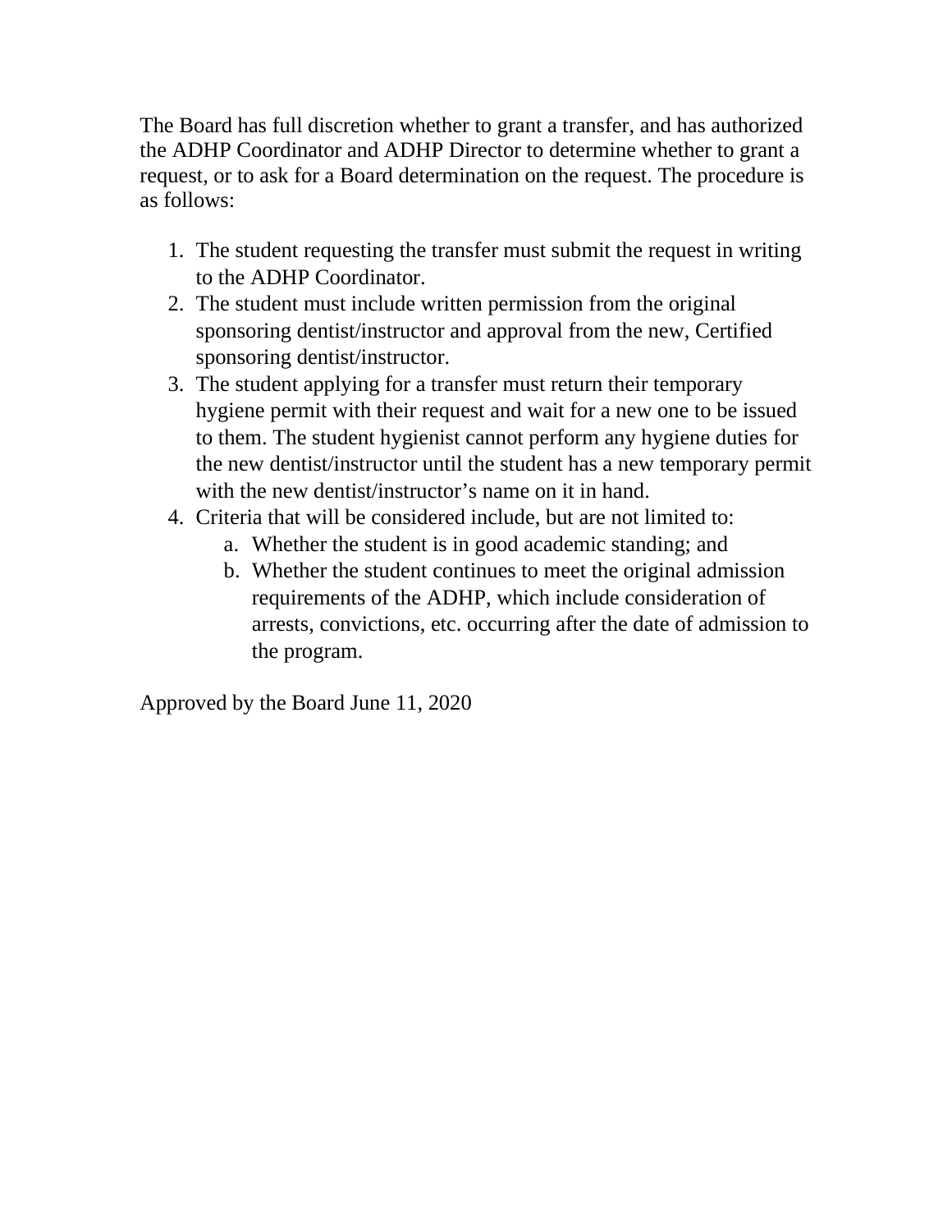The Board has full discretion whether to grant a transfer, and has authorized the ADHP Coordinator and ADHP Director to determine whether to grant a request, or to ask for a Board determination on the request. The procedure is as follows:

1. The student requesting the transfer must submit the request in writing to the ADHP Coordinator.
2. The student must include written permission from the original sponsoring dentist/instructor and approval from the new, Certified sponsoring dentist/instructor.
3. The student applying for a transfer must return their temporary hygiene permit with their request and wait for a new one to be issued to them. The student hygienist cannot perform any hygiene duties for the new dentist/instructor until the student has a new temporary permit with the new dentist/instructor's name on it in hand.
4. Criteria that will be considered include, but are not limited to:
   a. Whether the student is in good academic standing; and
   b. Whether the student continues to meet the original admission requirements of the ADHP, which include consideration of arrests, convictions, etc. occurring after the date of admission to the program.

Approved by the Board June 11, 2020